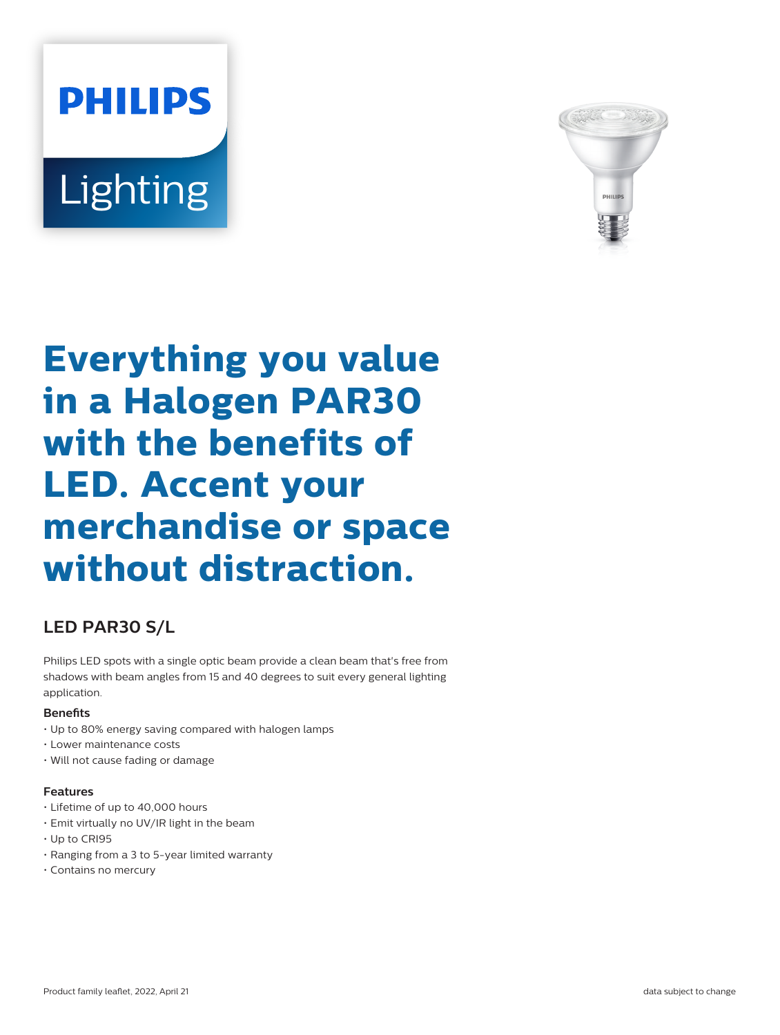# Everything you value in a Halogen PAR30 with the benefits of LED. Accent your merchandise or space without distraction.

## LED PAR30 S/L

Philips LED spots with a single optic beam provide a clean beam that's free from shadows with beam angles from 15 and 40 degrees to suit every general lighting application.

### Benefits

- Up to 80% energy saving compared with halogen lamps
- Lower maintenance costs
- Will not cause fading or damage

### Features

- Lifetime of up to 40,000 hours
- Emit virtually no UV/IR light in the beam
- Up to CRI95
- Ranging from a 3 to 5-year limited warranty
- Contains no mercury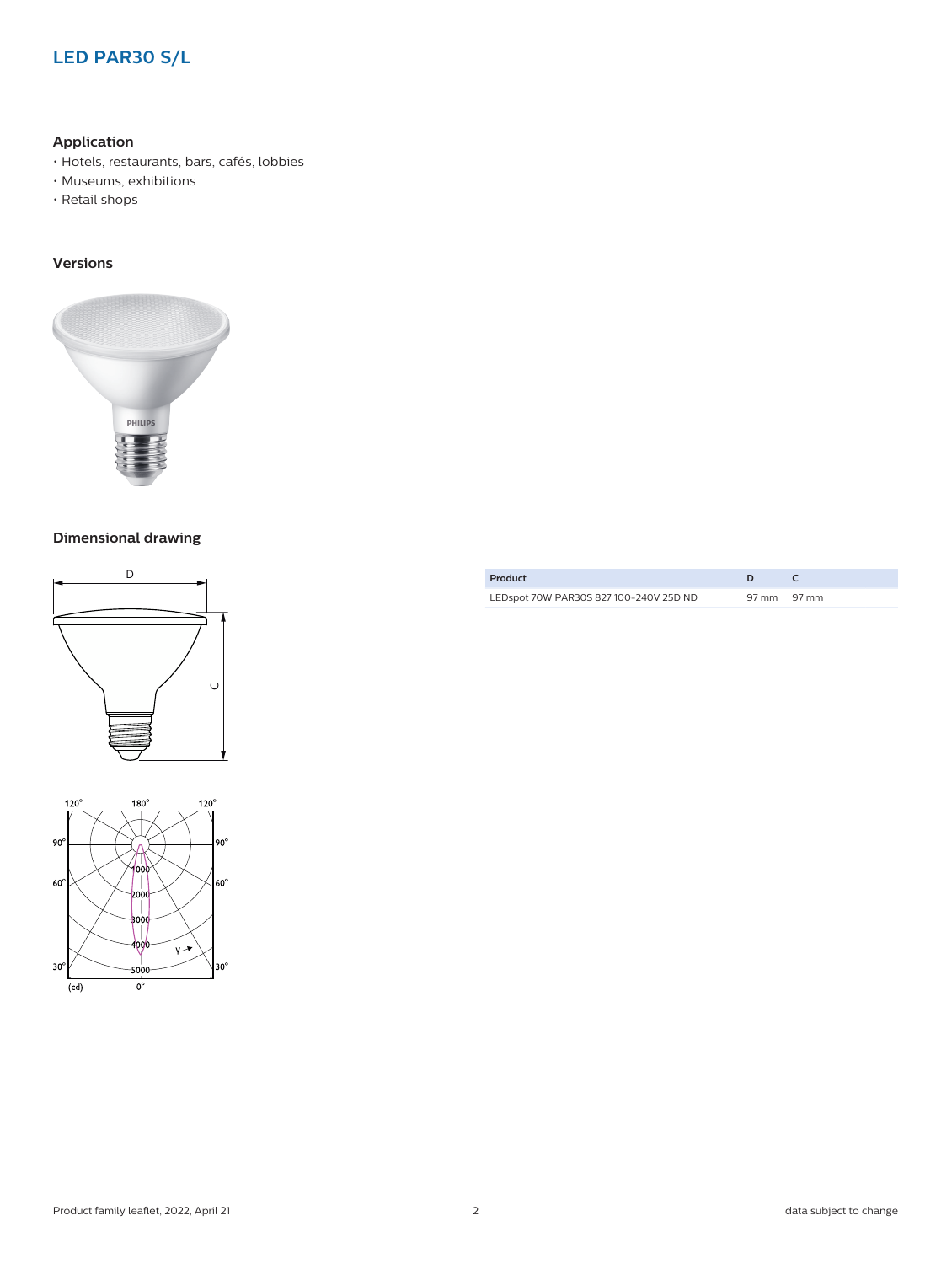## LED PAR30 S/L

### Application

- Hotels, restaurants, bars, cafés, lobbies
- Museums, exhibitions
- Retail shops

### Versions

### Dimensional drawing

| Product | D | C |
|---|---|---|
| LEDspot 70W PAR30S 827 100-240V 25D ND | 97 mm | 97 mm |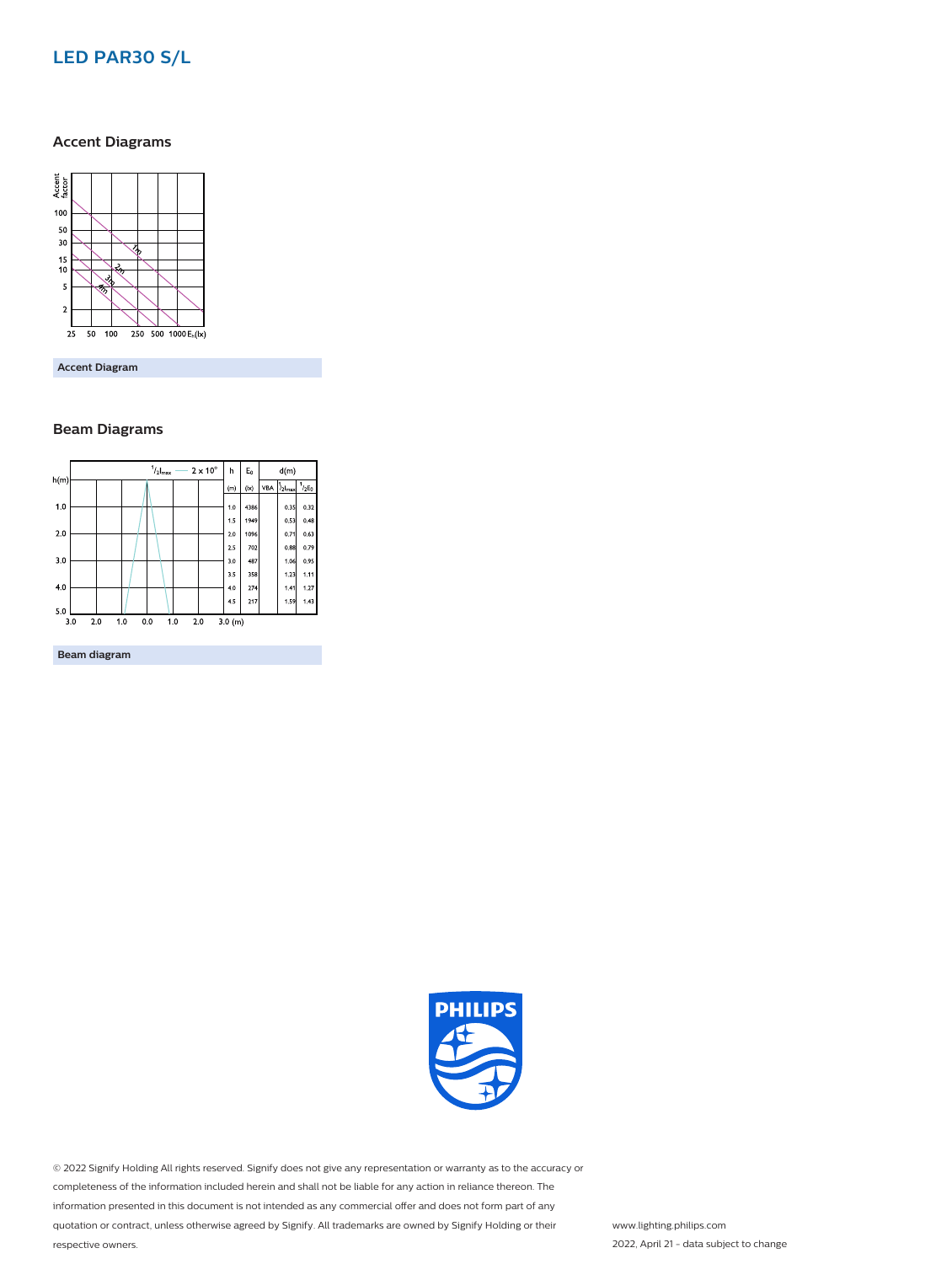## LED PAR30 S/L

### Accent Diagrams

Accent factor

100
50
30
15
10
5
2

25 50 100 250 500 1000 $E_h$(lx)

1m
2m
3m
4m

Accent Diagram

### Beam Diagrams

h(m)

1.0
2.0
3.0
4.0
5.0

3.0 2.0 1.0 0.0 1.0 2.0 3.0 (m)

$^1/_2 I_{max}$ — 2 x 10°

| h (m) | $E_0$ (lx) | d(m) VBA | $^1/_2 I_{max}$ | $^1/_2 E_0$ |
|---|---|---|---|---|
| 1.0 | 4386 | | 0.35 | 0.32 |
| 1.5 | 1949 | | 0.53 | 0.48 |
| 2.0 | 1096 | | 0.71 | 0.63 |
| 2.5 | 702 | | 0.88 | 0.79 |
| 3.0 | 487 | | 1.06 | 0.95 |
| 3.5 | 358 | | 1.23 | 1.11 |
| 4.0 | 274 | | 1.41 | 1.27 |
| 4.5 | 217 | | 1.59 | 1.43 |

Beam diagram

PHILIPS

© 2022 Signify Holding All rights reserved. Signify does not give any representation or warranty as to the accuracy or completeness of the information included herein and shall not be liable for any action in reliance thereon. The information presented in this document is not intended as any commercial offer and does not form part of any quotation or contract, unless otherwise agreed by Signify. All trademarks are owned by Signify Holding or their respective owners.

www.lighting.philips.com
2022, April 21 - data subject to change